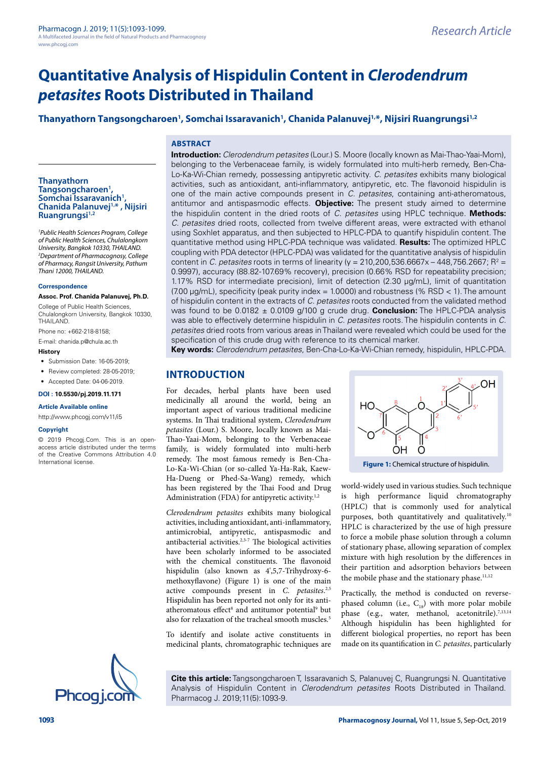# Quantitative Analysis of Hispidulin Content in *Clerodendrum petasites* Roots Distributed in Thailand

**Thanyathorn Tangsongcharoen[1], Somchai Issaravanich[1], Chanida Palanuvej[1,*], Nijsiri Ruangrungsi[1,2]**

## ABSTRACT

**Introduction:** *Clerodendrum petasites* (Lour.) S. Moore (locally known as Mai-Thao-Yaai-Mom), belonging to the Verbenaceae family, is widely formulated into multi-herb remedy, Ben-Cha-Lo-Ka-Wi-Chian remedy, possessing antipyretic activity. *C. petasites* exhibits many biological activities, such as antioxidant, anti-inflammatory, antipyretic, etc. The flavonoid hispidulin is one of the main active compounds present in *C. petasites*, containing anti-atheromatous, antitumor and antispasmodic effects. **Objective:** The present study aimed to determine the hispidulin content in the dried roots of *C. petasites* using HPLC technique. **Methods:** *C. petasites* dried roots, collected from twelve different areas, were extracted with ethanol using Soxhlet apparatus, and then subjected to HPLC-PDA to quantify hispidulin content. The quantitative method using HPLC-PDA technique was validated. **Results:** The optimized HPLC coupling with PDA detector (HPLC-PDA) was validated for the quantitative analysis of hispidulin content in *C. petasites* roots in terms of linearity ($y = 210,200,536.6667x - 448,756.2667$; $R^2 = 0.9997$), accuracy (88.82-107.69% recovery), precision (0.66% RSD for repeatability precision; 1.17% RSD for intermediate precision), limit of detection (2.30 μg/mL), limit of quantitation (7.00 μg/mL), specificity (peak purity index = 1.0000) and robustness (% RSD < 1). The amount of hispidulin content in the extracts of *C. petasites* roots conducted from the validated method was found to be 0.0182 ± 0.0109 g/100 g crude drug. **Conclusion:** The HPLC-PDA analysis was able to effectively determine hispidulin in *C. petasites* roots. The hispidulin contents in *C. petasites* dried roots from various areas in Thailand were revealed which could be used for the specification of this crude drug with reference to its chemical marker.

**Key words:** *Clerodendrum petasites*, Ben-Cha-Lo-Ka-Wi-Chian remedy, hispidulin, HPLC-PDA.

**Thanyathorn Tangsongcharoen[1], Somchai Issaravanich[1], Chanida Palanuvej[1,*], Nijsiri Ruangrungsi[1,2]**

*[1]Public Health Sciences Program, College of Public Health Sciences, Chulalongkorn University, Bangkok 10330, THAILAND.*
*[2]Department of Pharmacognosy, College of Pharmacy, Rangsit University, Pathum Thani 12000, THAILAND.*

**Correspondence**

**Assoc. Prof. Chanida Palanuvej, Ph.D.**

College of Public Health Sciences, Chulalongkorn University, Bangkok 10330, THAILAND.

Phone no: +662-218-8158;

E-mail: chanida.p@chula.ac.th

**History**

- Submission Date: 16-05-2019;
- Review completed: 28-05-2019;
- Accepted Date: 04-06-2019.

**DOI : 10.5530/pj.2019.11.171**

**Article Available online**

http://www.phcogj.com/v11/i5

**Copyright**

© 2019 Phcogj.Com. This is an open-access article distributed under the terms of the Creative Commons Attribution 4.0 International license.

## INTRODUCTION

For decades, herbal plants have been used medicinally all around the world, being an important aspect of various traditional medicine systems. In Thai traditional system, *Clerodendrum petasites* (Lour.) S. Moore, locally known as Mai-Thao-Yaai-Mom, belonging to the Verbenaceae family, is widely formulated into multi-herb remedy. The most famous remedy is Ben-Cha-Lo-Ka-Wi-Chian (or so-called Ya-Ha-Rak, Kaew-Ha-Dueng or Phed-Sa-Wang) remedy, which has been registered by the Thai Food and Drug Administration (FDA) for antipyretic activity.[1,2]

*Clerodendrum petasites* exhibits many biological activities, including antioxidant, anti-inflammatory, antimicrobial, antipyretic, antispasmodic and antibacterial activities.[2,3-7] The biological activities have been scholarly informed to be associated with the chemical constituents. The flavonoid hispidulin (also known as 4',5,7-Trihydroxy-6-methoxyflavone) (Figure 1) is one of the main active compounds present in *C. petasites*.[2,5] Hispidulin has been reported not only for its anti-atheromatous effect[8] and antitumor potential[9] but also for relaxation of the tracheal smooth muscles.[5]

To identify and isolate active constituents in medicinal plants, chromatographic techniques are world-widely used in various studies. Such technique is high performance liquid chromatography (HPLC) that is commonly used for analytical purposes, both quantitatively and qualitatively.[10] HPLC is characterized by the use of high pressure to force a mobile phase solution through a column of stationary phase, allowing separation of complex mixture with high resolution by the differences in their partition and adsorption behaviors between the mobile phase and the stationary phase.[11,12]

**Figure 1:** Chemical structure of hispidulin.

Practically, the method is conducted on reverse-phased column (i.e., $C_{18}$) with more polar mobile phase (e.g., water, methanol, acetonitrile).[7,13,14] Although hispidulin has been highlighted for different biological properties, no report has been made on its quantification in *C. petasites*, particularly

**Cite this article:** Tangsongcharoen T, Issaravanich S, Palanuvej C, Ruangrungsi N. Quantitative Analysis of Hispidulin Content in *Clerodendrum petasites* Roots Distributed in Thailand. Pharmacog J. 2019;11(5):1093-9.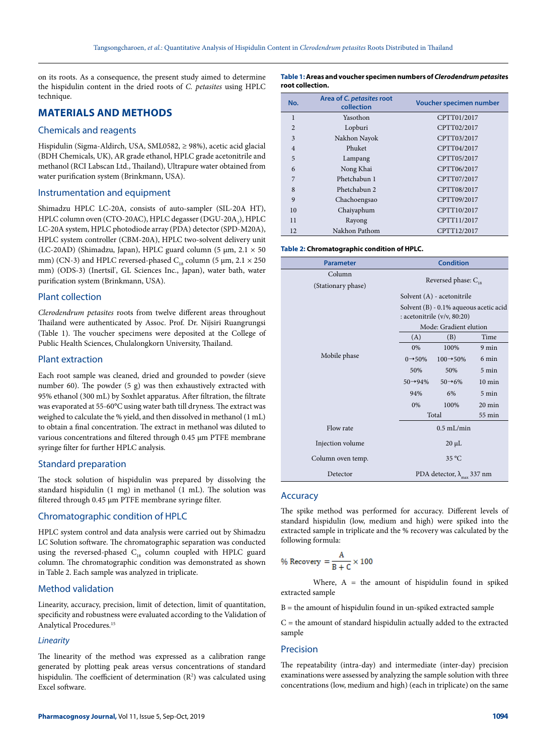on its roots. As a consequence, the present study aimed to determine the hispidulin content in the dried roots of *C. petasites* using HPLC technique.

## MATERIALS AND METHODS

### Chemicals and reagents

Hispidulin (Sigma-Aldirch, USA, SML0582, ≥ 98%), acetic acid glacial (BDH Chemicals, UK), AR grade ethanol, HPLC grade acetonitrile and methanol (RCI Labscan Ltd., Thailand), Ultrapure water obtained from water purification system (Brinkmann, USA).

### Instrumentation and equipment

Shimadzu HPLC LC-20A, consists of auto-sampler (SIL-20A HT), HPLC column oven (CTO-20AC), HPLC degasser (DGU-20A$_3$), HPLC LC-20A system, HPLC photodiode array (PDA) detector (SPD-M20A), HPLC system controller (CBM-20A), HPLC two-solvent delivery unit (LC-20AD) (Shimadzu, Japan), HPLC guard column (5 µm, 2.1 × 50 mm) (CN-3) and HPLC reversed-phased $C_{18}$ column (5 µm, 2.1 × 250 mm) (ODS-3) (Inertsil®, GL Sciences Inc., Japan), water bath, water purification system (Brinkmann, USA).

### Plant collection

*Clerodendrum petasites* roots from twelve different areas throughout Thailand were authenticated by Assoc. Prof. Dr. Nijsiri Ruangrungsi (Table 1). The voucher specimens were deposited at the College of Public Health Sciences, Chulalongkorn University, Thailand.

### Plant extraction

Each root sample was cleaned, dried and grounded to powder (sieve number 60). The powder (5 g) was then exhaustively extracted with 95% ethanol (300 mL) by Soxhlet apparatus. After filtration, the filtrate was evaporated at 55-60°C using water bath till dryness. The extract was weighed to calculate the % yield, and then dissolved in methanol (1 mL) to obtain a final concentration. The extract in methanol was diluted to various concentrations and filtered through 0.45 µm PTFE membrane syringe filter for further HPLC analysis.

### Standard preparation

The stock solution of hispidulin was prepared by dissolving the standard hispidulin (1 mg) in methanol (1 mL). The solution was filtered through 0.45 µm PTFE membrane syringe filter.

### Chromatographic condition of HPLC

HPLC system control and data analysis were carried out by Shimadzu LC Solution software. The chromatographic separation was conducted using the reversed-phased $C_{18}$ column coupled with HPLC guard column. The chromatographic condition was demonstrated as shown in Table 2. Each sample was analyzed in triplicate.

### Method validation

Linearity, accuracy, precision, limit of detection, limit of quantitation, specificity and robustness were evaluated according to the Validation of Analytical Procedures.[15]

#### *Linearity*

The linearity of the method was expressed as a calibration range generated by plotting peak areas versus concentrations of standard hispidulin. The coefficient of determination ($R^2$) was calculated using Excel software.

**Table 1: Areas and voucher specimen numbers of *Clerodendrum petasites* root collection.**

| No. | Area of *C. petasites* root collection | Voucher specimen number |
|---|---|---|
| 1 | Yasothon | CPTT01/2017 |
| 2 | Lopburi | CPTT02/2017 |
| 3 | Nakhon Nayok | CPTT03/2017 |
| 4 | Phuket | CPTT04/2017 |
| 5 | Lampang | CPTT05/2017 |
| 6 | Nong Khai | CPTT06/2017 |
| 7 | Phetchabun 1 | CPTT07/2017 |
| 8 | Phetchabun 2 | CPTT08/2017 |
| 9 | Chachoengsao | CPTT09/2017 |
| 10 | Chaiyaphum | CPTT10/2017 |
| 11 | Rayong | CPTT11/2017 |
| 12 | Nakhon Pathom | CPTT12/2017 |

**Table 2: Chromatographic condition of HPLC.**

| Parameter | Condition | | |
|---|---|---|---|
| Column (Stationary phase) | Reversed phase: $C_{18}$ | | |
| Mobile phase | Solvent (A) - acetonitrile | | |
| | Solvent (B) - 0.1% aqueous acetic acid : acetonitrile (v/v, 80:20) | | |
| | Mode: Gradient elution | | |
| | (A) | (B) | Time |
| | 0% | 100% | 9 min |
| | 0→50% | 100→50% | 6 min |
| | 50% | 50% | 5 min |
| | 50→94% | 50→6% | 10 min |
| | 94% | 6% | 5 min |
| | 0% | 100% | 20 min |
| | Total | | 55 min |
| Flow rate | 0.5 mL/min | | |
| Injection volume | 20 µL | | |
| Column oven temp. | 35 °C | | |
| Detector | PDA detector, $\lambda_{max}$ 337 nm | | |

### Accuracy

The spike method was performed for accuracy. Different levels of standard hispidulin (low, medium and high) were spiked into the extracted sample in triplicate and the % recovery was calculated by the following formula:

$$\% \text{ Recovery} = \frac{A}{B + C} \times 100$$

Where, A = the amount of hispidulin found in spiked extracted sample

B = the amount of hispidulin found in un-spiked extracted sample

C = the amount of standard hispidulin actually added to the extracted sample

### Precision

The repeatability (intra-day) and intermediate (inter-day) precision examinations were assessed by analyzing the sample solution with three concentrations (low, medium and high) (each in triplicate) on the same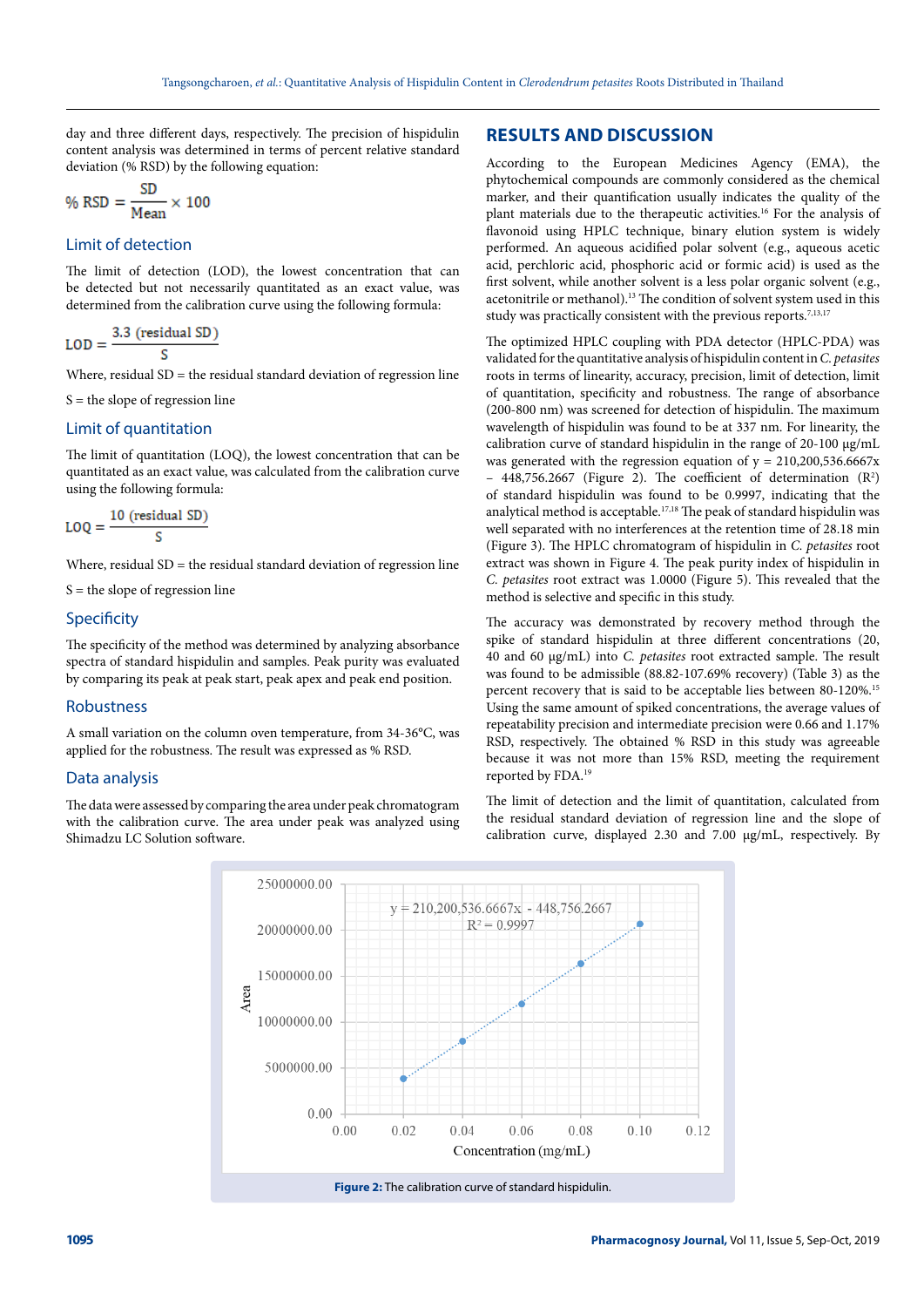day and three different days, respectively. The precision of hispidulin content analysis was determined in terms of percent relative standard deviation (% RSD) by the following equation:

$$\% \text{ RSD} = \frac{\text{SD}}{\text{Mean}} \times 100$$

### Limit of detection

The limit of detection (LOD), the lowest concentration that can be detected but not necessarily quantitated as an exact value, was determined from the calibration curve using the following formula:

$$\text{LOD} = \frac{3.3 \text{ (residual SD)}}{\text{S}}$$

Where, residual SD = the residual standard deviation of regression line

S = the slope of regression line

### Limit of quantitation

The limit of quantitation (LOQ), the lowest concentration that can be quantitated as an exact value, was calculated from the calibration curve using the following formula:

$$\text{LOQ} = \frac{10 \text{ (residual SD)}}{\text{S}}$$

Where, residual SD = the residual standard deviation of regression line

S = the slope of regression line

### Specificity

The specificity of the method was determined by analyzing absorbance spectra of standard hispidulin and samples. Peak purity was evaluated by comparing its peak at peak start, peak apex and peak end position.

### Robustness

A small variation on the column oven temperature, from 34-36°C, was applied for the robustness. The result was expressed as % RSD.

### Data analysis

The data were assessed by comparing the area under peak chromatogram with the calibration curve. The area under peak was analyzed using Shimadzu LC Solution software.

## RESULTS AND DISCUSSION

According to the European Medicines Agency (EMA), the phytochemical compounds are commonly considered as the chemical marker, and their quantification usually indicates the quality of the plant materials due to the therapeutic activities.[16] For the analysis of flavonoid using HPLC technique, binary elution system is widely performed. An aqueous acidified polar solvent (e.g., aqueous acetic acid, perchloric acid, phosphoric acid or formic acid) is used as the first solvent, while another solvent is a less polar organic solvent (e.g., acetonitrile or methanol).[13] The condition of solvent system used in this study was practically consistent with the previous reports.[7,13,17]

The optimized HPLC coupling with PDA detector (HPLC-PDA) was validated for the quantitative analysis of hispidulin content in *C. petasites* roots in terms of linearity, accuracy, precision, limit of detection, limit of quantitation, specificity and robustness. The range of absorbance (200-800 nm) was screened for detection of hispidulin. The maximum wavelength of hispidulin was found to be at 337 nm. For linearity, the calibration curve of standard hispidulin in the range of 20-100 μg/mL was generated with the regression equation of y = 210,200,536.6667x – 448,756.2667 (Figure 2). The coefficient of determination ($R^2$) of standard hispidulin was found to be 0.9997, indicating that the analytical method is acceptable.[17,18] The peak of standard hispidulin was well separated with no interferences at the retention time of 28.18 min (Figure 3). The HPLC chromatogram of hispidulin in *C. petasites* root extract was shown in Figure 4. The peak purity index of hispidulin in *C. petasites* root extract was 1.0000 (Figure 5). This revealed that the method is selective and specific in this study.

The accuracy was demonstrated by recovery method through the spike of standard hispidulin at three different concentrations (20, 40 and 60 μg/mL) into *C. petasites* root extracted sample. The result was found to be admissible (88.82-107.69% recovery) (Table 3) as the percent recovery that is said to be acceptable lies between 80-120%.[15] Using the same amount of spiked concentrations, the average values of repeatability precision and intermediate precision were 0.66 and 1.17% RSD, respectively. The obtained % RSD in this study was agreeable because it was not more than 15% RSD, meeting the requirement reported by FDA.[19]

The limit of detection and the limit of quantitation, calculated from the residual standard deviation of regression line and the slope of calibration curve, displayed 2.30 and 7.00 μg/mL, respectively. By

**Figure 2:** The calibration curve of standard hispidulin.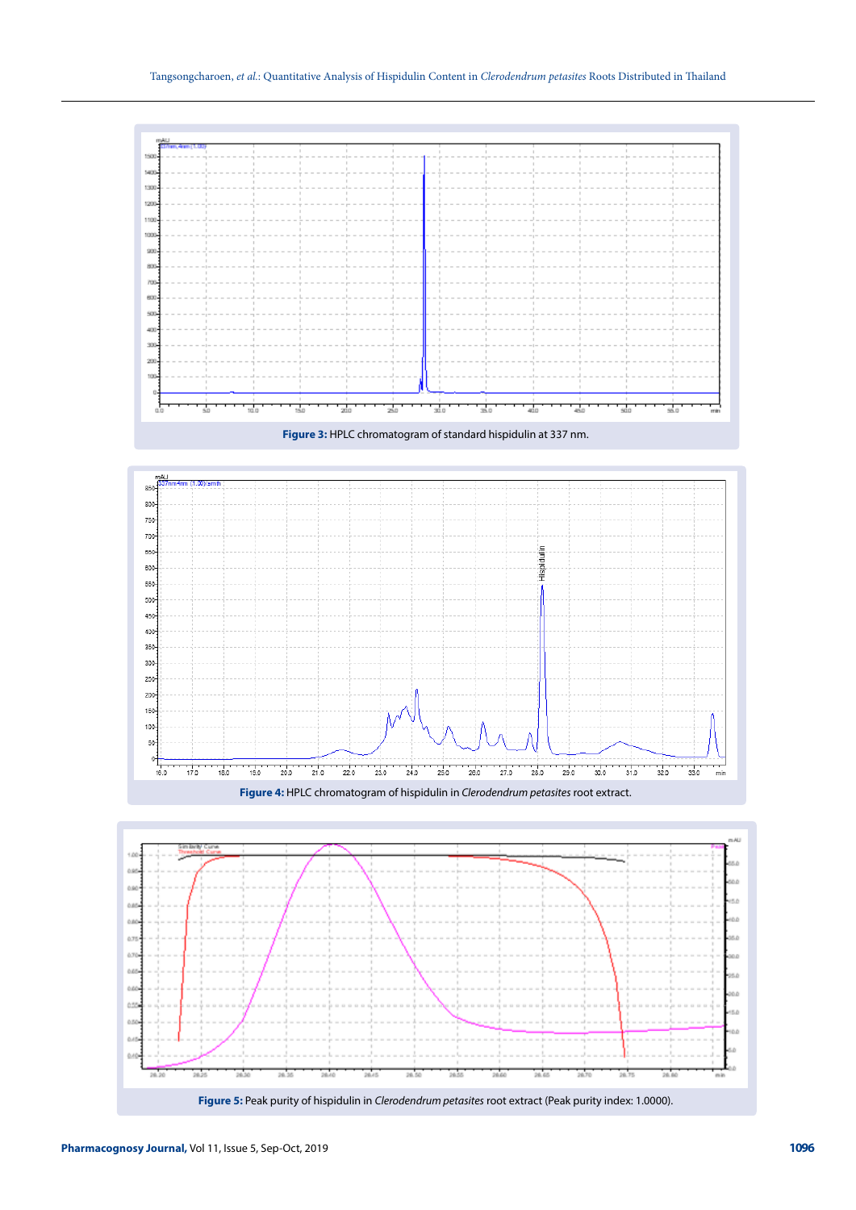**Figure 3:** HPLC chromatogram of standard hispidulin at 337 nm.

**Figure 4:** HPLC chromatogram of hispidulin in *Clerodendrum petasites* root extract.

**Figure 5:** Peak purity of hispidulin in *Clerodendrum petasites* root extract (Peak purity index: 1.0000).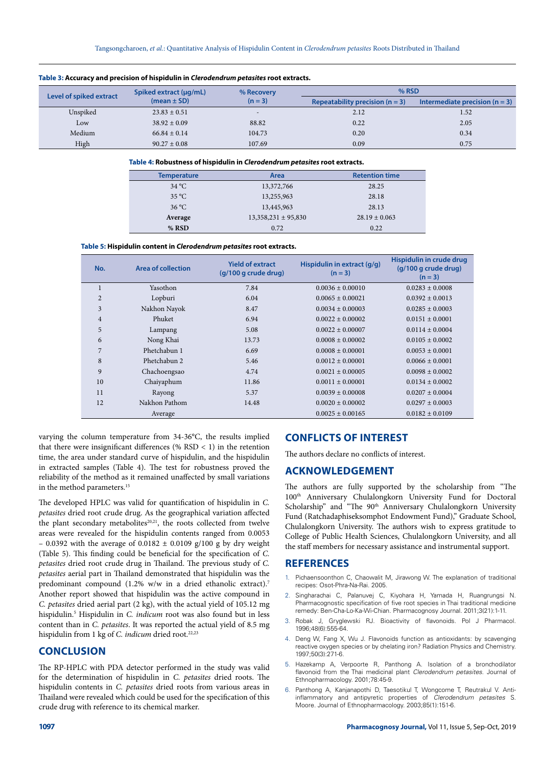**Table 3: Accuracy and precision of hispidulin in *Clerodendrum petasites* root extracts.**

| Level of spiked extract | Spiked extract (μg/mL) (mean ± SD) | % Recovery (n = 3) | % RSD | |
|---|---|---|---|---|
| | | | Repeatability precision (n = 3) | Intermediate precision (n = 3) |
| Unspiked | 23.83 ± 0.51 | - | 2.12 | 1.52 |
| Low | 38.92 ± 0.09 | 88.82 | 0.22 | 2.05 |
| Medium | 66.84 ± 0.14 | 104.73 | 0.20 | 0.34 |
| High | 90.27 ± 0.08 | 107.69 | 0.09 | 0.75 |

**Table 4: Robustness of hispidulin in *Clerodendrum petasites* root extracts.**

| Temperature | Area | Retention time |
|---|---|---|
| 34 °C | 13,372,766 | 28.25 |
| 35 °C | 13,255,963 | 28.18 |
| 36 °C | 13,445,963 | 28.13 |
| **Average** | 13,358,231 ± 95,830 | 28.19 ± 0.063 |
| **% RSD** | 0.72 | 0.22 |

**Table 5: Hispidulin content in *Clerodendrum petasites* root extracts.**

| No. | Area of collection | Yield of extract (g/100 g crude drug) | Hispidulin in extract (g/g) (n = 3) | Hispidulin in crude drug (g/100 g crude drug) (n = 3) |
|---|---|---|---|---|
| 1 | Yasothon | 7.84 | 0.0036 ± 0.00010 | 0.0283 ± 0.0008 |
| 2 | Lopburi | 6.04 | 0.0065 ± 0.00021 | 0.0392 ± 0.0013 |
| 3 | Nakhon Nayok | 8.47 | 0.0034 ± 0.00003 | 0.0285 ± 0.0003 |
| 4 | Phuket | 6.94 | 0.0022 ± 0.00002 | 0.0151 ± 0.0001 |
| 5 | Lampang | 5.08 | 0.0022 ± 0.00007 | 0.0114 ± 0.0004 |
| 6 | Nong Khai | 13.73 | 0.0008 ± 0.00002 | 0.0105 ± 0.0002 |
| 7 | Phetchabun 1 | 6.69 | 0.0008 ± 0.00001 | 0.0053 ± 0.0001 |
| 8 | Phetchabun 2 | 5.46 | 0.0012 ± 0.00001 | 0.0066 ± 0.0001 |
| 9 | Chachoengsao | 4.74 | 0.0021 ± 0.00005 | 0.0098 ± 0.0002 |
| 10 | Chaiyaphum | 11.86 | 0.0011 ± 0.00001 | 0.0134 ± 0.0002 |
| 11 | Rayong | 5.37 | 0.0039 ± 0.00008 | 0.0207 ± 0.0004 |
| 12 | Nakhon Pathom | 14.48 | 0.0020 ± 0.00002 | 0.0297 ± 0.0003 |
| | Average | | 0.0025 ± 0.00165 | 0.0182 ± 0.0109 |

varying the column temperature from 34-36°C, the results implied that there were insignificant differences (% RSD < 1) in the retention time, the area under standard curve of hispidulin, and the hispidulin in extracted samples (Table 4). The test for robustness proved the reliability of the method as it remained unaffected by small variations in the method parameters.[15]

The developed HPLC was valid for quantification of hispidulin in *C. petasites* dried root crude drug. As the geographical variation affected the plant secondary metabolites[20,21], the roots collected from twelve areas were revealed for the hispidulin contents ranged from 0.0053 – 0.0392 with the average of 0.0182 ± 0.0109 g/100 g by dry weight (Table 5). This finding could be beneficial for the specification of *C. petasites* dried root crude drug in Thailand. The previous study of *C. petasites* aerial part in Thailand demonstrated that hispidulin was the predominant compound (1.2% w/w in a dried ethanolic extract).[7] Another report showed that hispidulin was the active compound in *C. petasites* dried aerial part (2 kg), with the actual yield of 105.12 mg hispidulin.[5] Hispidulin in *C. indicum* root was also found but in less content than in *C. petasites*. It was reported the actual yield of 8.5 mg hispidulin from 1 kg of *C. indicum* dried root.[22,23]

## CONCLUSION

The RP-HPLC with PDA detector performed in the study was valid for the determination of hispidulin in *C. petasites* dried roots. The hispidulin contents in *C. petasites* dried roots from various areas in Thailand were revealed which could be used for the specification of this crude drug with reference to its chemical marker.

## CONFLICTS OF INTEREST

The authors declare no conflicts of interest.

## ACKNOWLEDGEMENT

The authors are fully supported by the scholarship from "The 100th Anniversary Chulalongkorn University Fund for Doctoral Scholarship" and "The 90th Anniversary Chulalongkorn University Fund (Ratchadaphiseksomphot Endowment Fund)," Graduate School, Chulalongkorn University. The authors wish to express gratitude to College of Public Health Sciences, Chulalongkorn University, and all the staff members for necessary assistance and instrumental support.

## REFERENCES

1. Pichaensoonthon C, Chaowalit M, Jirawong W. The explanation of traditional recipes: Osot-Phra-Na-Rai. 2005.
2. Singharachai C, Palanuvej C, Kiyohara H, Yamada H, Ruangrungsi N. Pharmacognostic specification of five root species in Thai traditional medicine remedy: Ben-Cha-Lo-Ka-Wi-Chian. Pharmacognosy Journal. 2011;3(21):1-11.
3. Robak J, Gryglewski RJ. Bioactivity of flavonoids. Pol J Pharmacol. 1996;48(6):555-64.
4. Deng W, Fang X, Wu J. Flavonoids function as antioxidants: by scavenging reactive oxygen species or by chelating iron? Radiation Physics and Chemistry. 1997;50(3):271-6.
5. Hazekamp A, Verpoorte R, Panthong A. Isolation of a bronchodilator flavonoid from the Thai medicinal plant *Clerodendrum petasites*. Journal of Ethnopharmacology. 2001;78:45-9.
6. Panthong A, Kanjanapothi D, Taesotikul T, Wongcome T, Reutrakul V. Anti-inflammatory and antipyretic properties of *Clerodendrum petasites* S. Moore. Journal of Ethnopharmacology. 2003;85(1):151-6.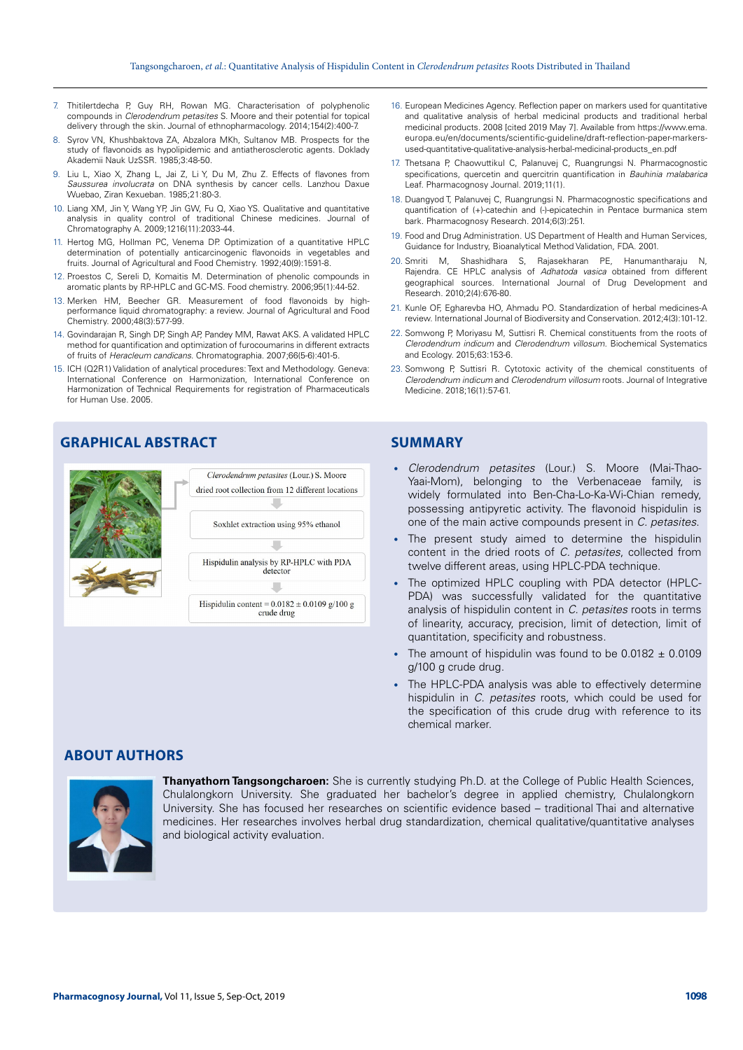7. Thitilertdecha P, Guy RH, Rowan MG. Characterisation of polyphenolic compounds in *Clerodendrum petasites* S. Moore and their potential for topical delivery through the skin. Journal of ethnopharmacology. 2014;154(2):400-7.
8. Syrov VN, Khushbaktova ZA, Abzalora MKh, Sultanov MB. Prospects for the study of flavonoids as hypolipidemic and antiatherosclerotic agents. Doklady Akademii Nauk UzSSR. 1985;3:48-50.
9. Liu L, Xiao X, Zhang L, Jai Z, Li Y, Du M, Zhu Z. Effects of flavones from *Saussurea involucrata* on DNA synthesis by cancer cells. Lanzhou Daxue Wuebao, Ziran Kexueban. 1985;21:80-3.
10. Liang XM, Jin Y, Wang YP, Jin GW, Fu Q, Xiao YS. Qualitative and quantitative analysis in quality control of traditional Chinese medicines. Journal of Chromatography A. 2009;1216(11):2033-44.
11. Hertog MG, Hollman PC, Venema DP. Optimization of a quantitative HPLC determination of potentially anticarcinogenic flavonoids in vegetables and fruits. Journal of Agricultural and Food Chemistry. 1992;40(9):1591-8.
12. Proestos C, Sereli D, Komaitis M. Determination of phenolic compounds in aromatic plants by RP-HPLC and GC-MS. Food chemistry. 2006;95(1):44-52.
13. Merken HM, Beecher GR. Measurement of food flavonoids by high-performance liquid chromatography: a review. Journal of Agricultural and Food Chemistry. 2000;48(3):577-99.
14. Govindarajan R, Singh DP, Singh AP, Pandey MM, Rawat AKS. A validated HPLC method for quantification and optimization of furocoumarins in different extracts of fruits of *Heracleum candicans*. Chromatographia. 2007;66(5-6):401-5.
15. ICH (Q2R1) Validation of analytical procedures: Text and Methodology. Geneva: International Conference on Harmonization, International Conference on Harmonization of Technical Requirements for registration of Pharmaceuticals for Human Use. 2005.
16. European Medicines Agency. Reflection paper on markers used for quantitative and qualitative analysis of herbal medicinal products and traditional herbal medicinal products. 2008 [cited 2019 May 7]. Available from https://www.ema.europa.eu/en/documents/scientific-guideline/draft-reflection-paper-markers-used-quantitative-qualitative-analysis-herbal-medicinal-products_en.pdf
17. Thetsana P, Chaowuttikul C, Palanuvej C, Ruangrungsi N. Pharmacognostic specifications, quercetin and quercitrin quantification in *Bauhinia malabarica* Leaf. Pharmacognosy Journal. 2019;11(1).
18. Duangyod T, Palanuvej C, Ruangrungsi N. Pharmacognostic specifications and quantification of (+)-catechin and (-)-epicatechin in Pentace burmanica stem bark. Pharmacognosy Research. 2014;6(3):251.
19. Food and Drug Administration. US Department of Health and Human Services, Guidance for Industry, Bioanalytical Method Validation, FDA. 2001.
20. Smriti M, Shashidhara S, Rajasekharan PE, Hanumantharaju N, Rajendra. CE HPLC analysis of *Adhatoda vasica* obtained from different geographical sources. International Journal of Drug Development and Research. 2010;2(4):676-80.
21. Kunle OF, Egharevba HO, Ahmadu PO. Standardization of herbal medicines-A review. International Journal of Biodiversity and Conservation. 2012;4(3):101-12.
22. Somwong P, Moriyasu M, Suttisri R. Chemical constituents from the roots of *Clerodendrum indicum* and *Clerodendrum villosum*. Biochemical Systematics and Ecology. 2015;63:153-6.
23. Somwong P, Suttisri R. Cytotoxic activity of the chemical constituents of *Clerodendrum indicum* and *Clerodendrum villosum* roots. Journal of Integrative Medicine. 2018;16(1):57-61.

## GRAPHICAL ABSTRACT

*Clerodendrum petasites* (Lour.) S. Moore dried root collection from 12 different locations → Soxhlet extraction using 95% ethanol → Hispidulin analysis by RP-HPLC with PDA detector → Hispidulin content = 0.0182 ± 0.0109 g/100 g crude drug

## SUMMARY

- *Clerodendrum petasites* (Lour.) S. Moore (Mai-Thao-Yaai-Mom), belonging to the Verbenaceae family, is widely formulated into Ben-Cha-Lo-Ka-Wi-Chian remedy, possessing antipyretic activity. The flavonoid hispidulin is one of the main active compounds present in *C. petasites*.
- The present study aimed to determine the hispidulin content in the dried roots of *C. petasites*, collected from twelve different areas, using HPLC-PDA technique.
- The optimized HPLC coupling with PDA detector (HPLC-PDA) was successfully validated for the quantitative analysis of hispidulin content in *C. petasites* roots in terms of linearity, accuracy, precision, limit of detection, limit of quantitation, specificity and robustness.
- The amount of hispidulin was found to be 0.0182 ± 0.0109 g/100 g crude drug.
- The HPLC-PDA analysis was able to effectively determine hispidulin in *C. petasites* roots, which could be used for the specification of this crude drug with reference to its chemical marker.

## ABOUT AUTHORS

**Thanyathorn Tangsongcharoen:** She is currently studying Ph.D. at the College of Public Health Sciences, Chulalongkorn University. She graduated her bachelor's degree in applied chemistry, Chulalongkorn University. She has focused her researches on scientific evidence based – traditional Thai and alternative medicines. Her researches involves herbal drug standardization, chemical qualitative/quantitative analyses and biological activity evaluation.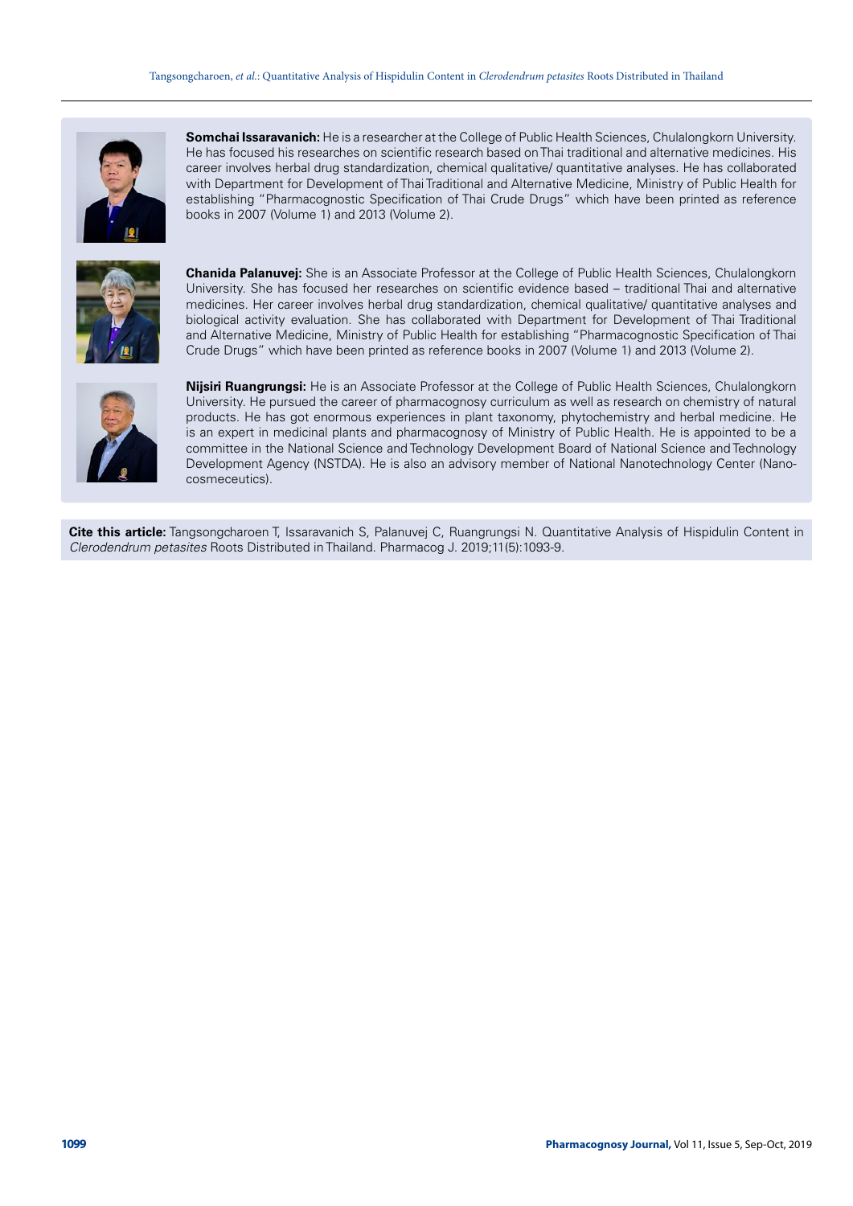**Somchai Issaravanich:** He is a researcher at the College of Public Health Sciences, Chulalongkorn University. He has focused his researches on scientific research based on Thai traditional and alternative medicines. His career involves herbal drug standardization, chemical qualitative/ quantitative analyses. He has collaborated with Department for Development of Thai Traditional and Alternative Medicine, Ministry of Public Health for establishing "Pharmacognostic Specification of Thai Crude Drugs" which have been printed as reference books in 2007 (Volume 1) and 2013 (Volume 2).

**Chanida Palanuvej:** She is an Associate Professor at the College of Public Health Sciences, Chulalongkorn University. She has focused her researches on scientific evidence based – traditional Thai and alternative medicines. Her career involves herbal drug standardization, chemical qualitative/ quantitative analyses and biological activity evaluation. She has collaborated with Department for Development of Thai Traditional and Alternative Medicine, Ministry of Public Health for establishing "Pharmacognostic Specification of Thai Crude Drugs" which have been printed as reference books in 2007 (Volume 1) and 2013 (Volume 2).

**Nijsiri Ruangrungsi:** He is an Associate Professor at the College of Public Health Sciences, Chulalongkorn University. He pursued the career of pharmacognosy curriculum as well as research on chemistry of natural products. He has got enormous experiences in plant taxonomy, phytochemistry and herbal medicine. He is an expert in medicinal plants and pharmacognosy of Ministry of Public Health. He is appointed to be a committee in the National Science and Technology Development Board of National Science and Technology Development Agency (NSTDA). He is also an advisory member of National Nanotechnology Center (Nano-cosmeceutics).

**Cite this article:** Tangsongcharoen T, Issaravanich S, Palanuvej C, Ruangrungsi N. Quantitative Analysis of Hispidulin Content in *Clerodendrum petasites* Roots Distributed in Thailand. Pharmacog J. 2019;11(5):1093-9.